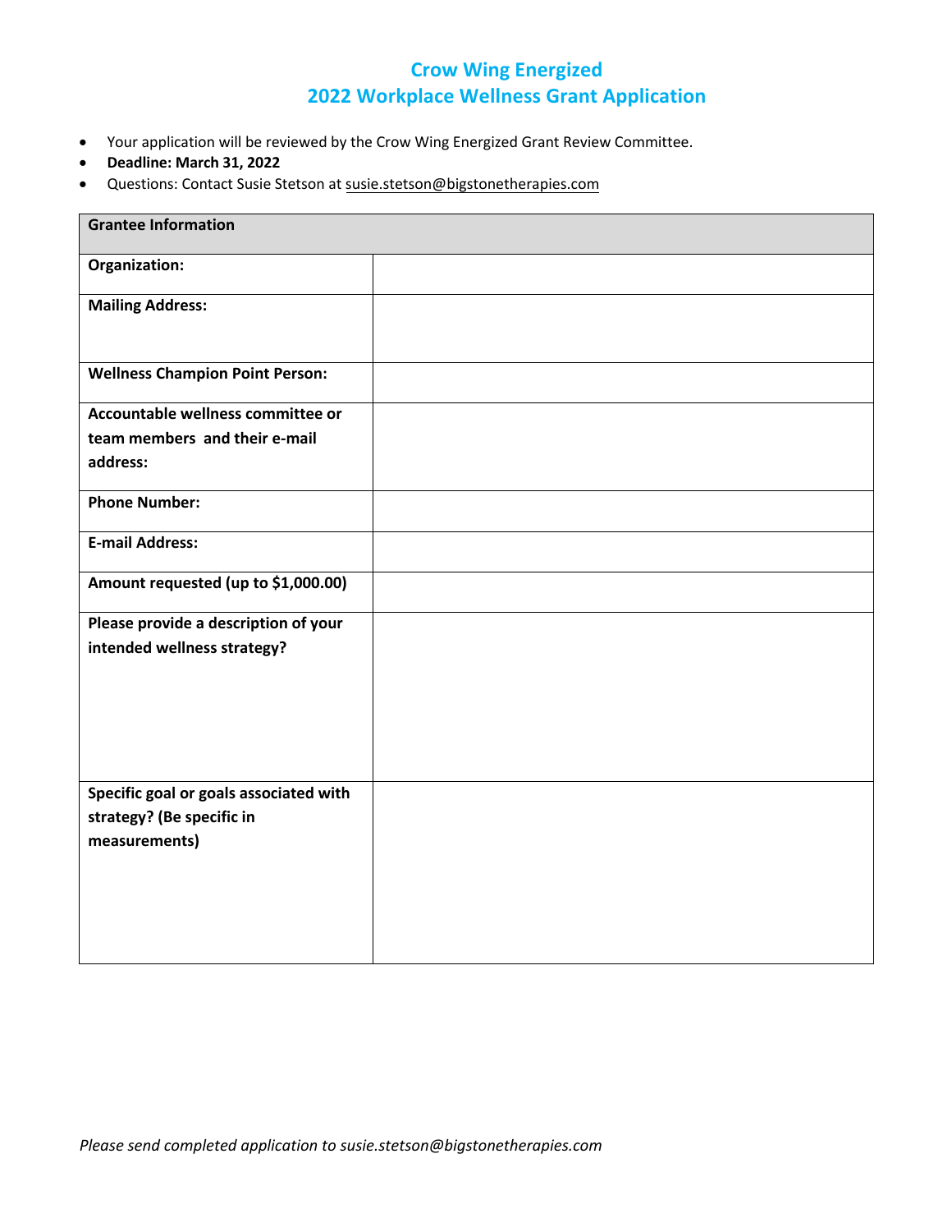# Crow Wing Energized
## 2022 Workplace Wellness Grant Application

- Your application will be reviewed by the Crow Wing Energized Grant Review Committee.
- **Deadline: March 31, 2022**
- Questions: Contact Susie Stetson at susie.stetson@bigstonetherapies.com

| **Grantee Information** | |
|---|---|
| **Organization:** | |
| **Mailing Address:** | |
| **Wellness Champion Point Person:** | |
| **Accountable wellness committee or team members and their e-mail address:** | |
| **Phone Number:** | |
| **E-mail Address:** | |
| **Amount requested (up to $1,000.00)** | |
| **Please provide a description of your intended wellness strategy?** | |
| **Specific goal or goals associated with strategy? (Be specific in measurements)** | |

*Please send completed application to susie.stetson@bigstonetherapies.com*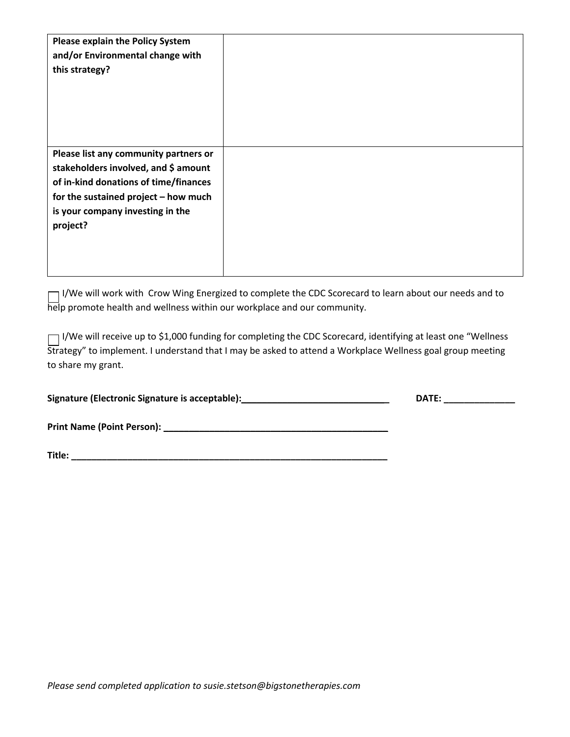| **Please explain the Policy System and/or Environmental change with this strategy?** | |
|---|---|
| **Please list any community partners or stakeholders involved, and $ amount of in-kind donations of time/finances for the sustained project – how much is your company investing in the project?** | |

☐ I/We will work with Crow Wing Energized to complete the CDC Scorecard to learn about our needs and to help promote health and wellness within our workplace and our community.

☐ I/We will receive up to $1,000 funding for completing the CDC Scorecard, identifying at least one "Wellness Strategy" to implement. I understand that I may be asked to attend a Workplace Wellness goal group meeting to share my grant.

**Signature (Electronic Signature is acceptable):______________________________** **DATE: ______________**

**Print Name (Point Person): ______________________________________________**

**Title: __________________________________________________________________**

*Please send completed application to susie.stetson@bigstonetherapies.com*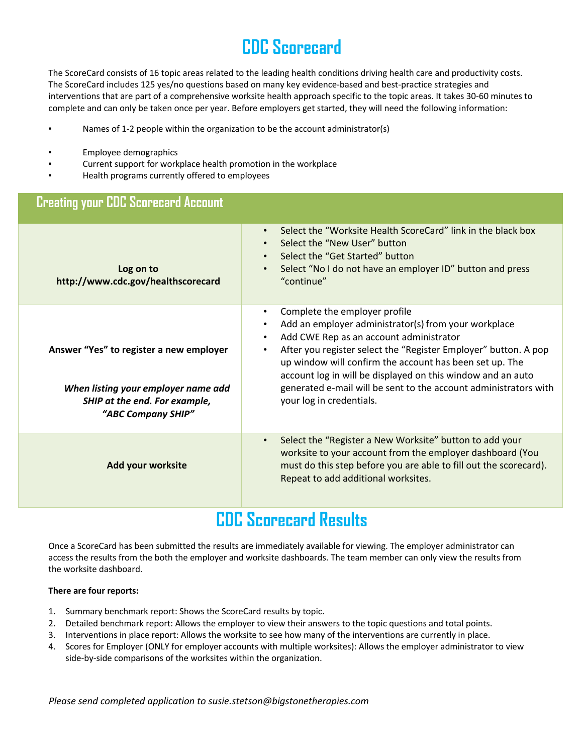# CDC Scorecard

The ScoreCard consists of 16 topic areas related to the leading health conditions driving health care and productivity costs. The ScoreCard includes 125 yes/no questions based on many key evidence-based and best-practice strategies and interventions that are part of a comprehensive worksite health approach specific to the topic areas. It takes 30-60 minutes to complete and can only be taken once per year. Before employers get started, they will need the following information:

- Names of 1-2 people within the organization to be the account administrator(s)
- Employee demographics
- Current support for workplace health promotion in the workplace
- Health programs currently offered to employees

| Creating your CDC Scorecard Account | |
|---|---|
| **Log on to http://www.cdc.gov/healthscorecard** | • Select the "Worksite Health ScoreCard" link in the black box<br>• Select the "New User" button<br>• Select the "Get Started" button<br>• Select "No I do not have an employer ID" button and press "continue" |
| **Answer "Yes" to register a new employer**<br><br>***When listing your employer name add SHIP at the end. For example, "ABC Company SHIP"*** | • Complete the employer profile<br>• Add an employer administrator(s) from your workplace<br>• Add CWE Rep as an account administrator<br>• After you register select the "Register Employer" button. A pop up window will confirm the account has been set up. The account log in will be displayed on this window and an auto generated e-mail will be sent to the account administrators with your log in credentials. |
| **Add your worksite** | • Select the "Register a New Worksite" button to add your worksite to your account from the employer dashboard (You must do this step before you are able to fill out the scorecard). Repeat to add additional worksites. |

# CDC Scorecard Results

Once a ScoreCard has been submitted the results are immediately available for viewing. The employer administrator can access the results from the both the employer and worksite dashboards. The team member can only view the results from the worksite dashboard.

**There are four reports:**

1. Summary benchmark report: Shows the ScoreCard results by topic.
2. Detailed benchmark report: Allows the employer to view their answers to the topic questions and total points.
3. Interventions in place report: Allows the worksite to see how many of the interventions are currently in place.
4. Scores for Employer (ONLY for employer accounts with multiple worksites): Allows the employer administrator to view side-by-side comparisons of the worksites within the organization.

*Please send completed application to susie.stetson@bigstonetherapies.com*